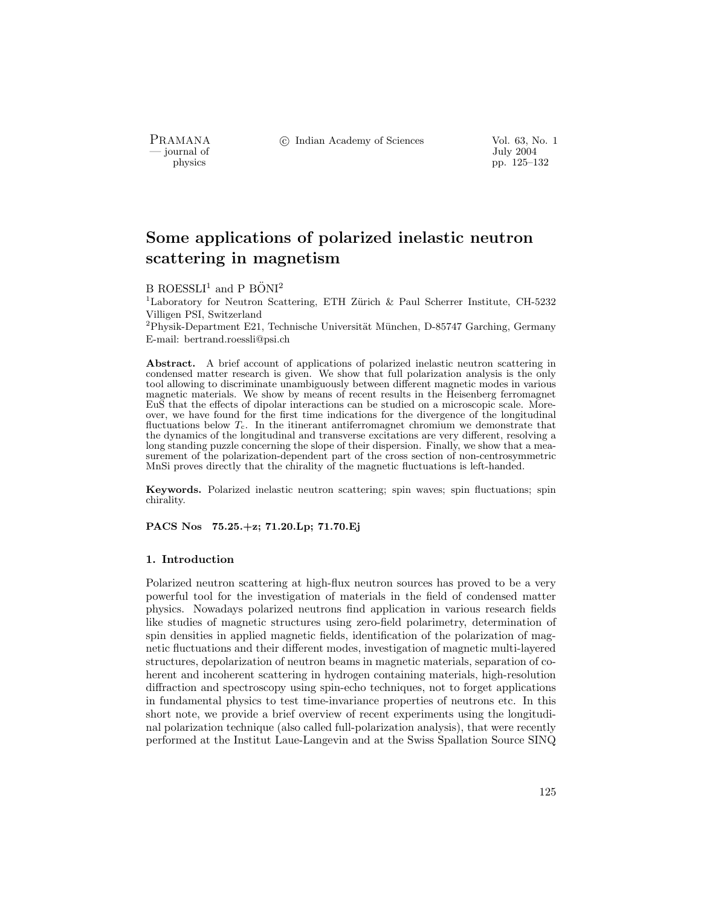# Some applications of polarized inelastic neutron scattering in magnetism

B ROESSLI[1] and P BÖNI[2]

[1]Laboratory for Neutron Scattering, ETH Zürich & Paul Scherrer Institute, CH-5232 Villigen PSI, Switzerland

[2]Physik-Department E21, Technische Universität München, D-85747 Garching, Germany

E-mail: bertrand.roessli@psi.ch

**Abstract.** A brief account of applications of polarized inelastic neutron scattering in condensed matter research is given. We show that full polarization analysis is the only tool allowing to discriminate unambiguously between different magnetic modes in various magnetic materials. We show by means of recent results in the Heisenberg ferromagnet EuS that the effects of dipolar interactions can be studied on a microscopic scale. Moreover, we have found for the first time indications for the divergence of the longitudinal fluctuations below $T_c$. In the itinerant antiferromagnet chromium we demonstrate that the dynamics of the longitudinal and transverse excitations are very different, resolving a long standing puzzle concerning the slope of their dispersion. Finally, we show that a measurement of the polarization-dependent part of the cross section of non-centrosymmetric MnSi proves directly that the chirality of the magnetic fluctuations is left-handed.

**Keywords.** Polarized inelastic neutron scattering; spin waves; spin fluctuations; spin chirality.

**PACS Nos 75.25.+z; 71.20.Lp; 71.70.Ej**

## 1. Introduction

Polarized neutron scattering at high-flux neutron sources has proved to be a very powerful tool for the investigation of materials in the field of condensed matter physics. Nowadays polarized neutrons find application in various research fields like studies of magnetic structures using zero-field polarimetry, determination of spin densities in applied magnetic fields, identification of the polarization of magnetic fluctuations and their different modes, investigation of magnetic multi-layered structures, depolarization of neutron beams in magnetic materials, separation of coherent and incoherent scattering in hydrogen containing materials, high-resolution diffraction and spectroscopy using spin-echo techniques, not to forget applications in fundamental physics to test time-invariance properties of neutrons etc. In this short note, we provide a brief overview of recent experiments using the longitudinal polarization technique (also called full-polarization analysis), that were recently performed at the Institut Laue-Langevin and at the Swiss Spallation Source SINQ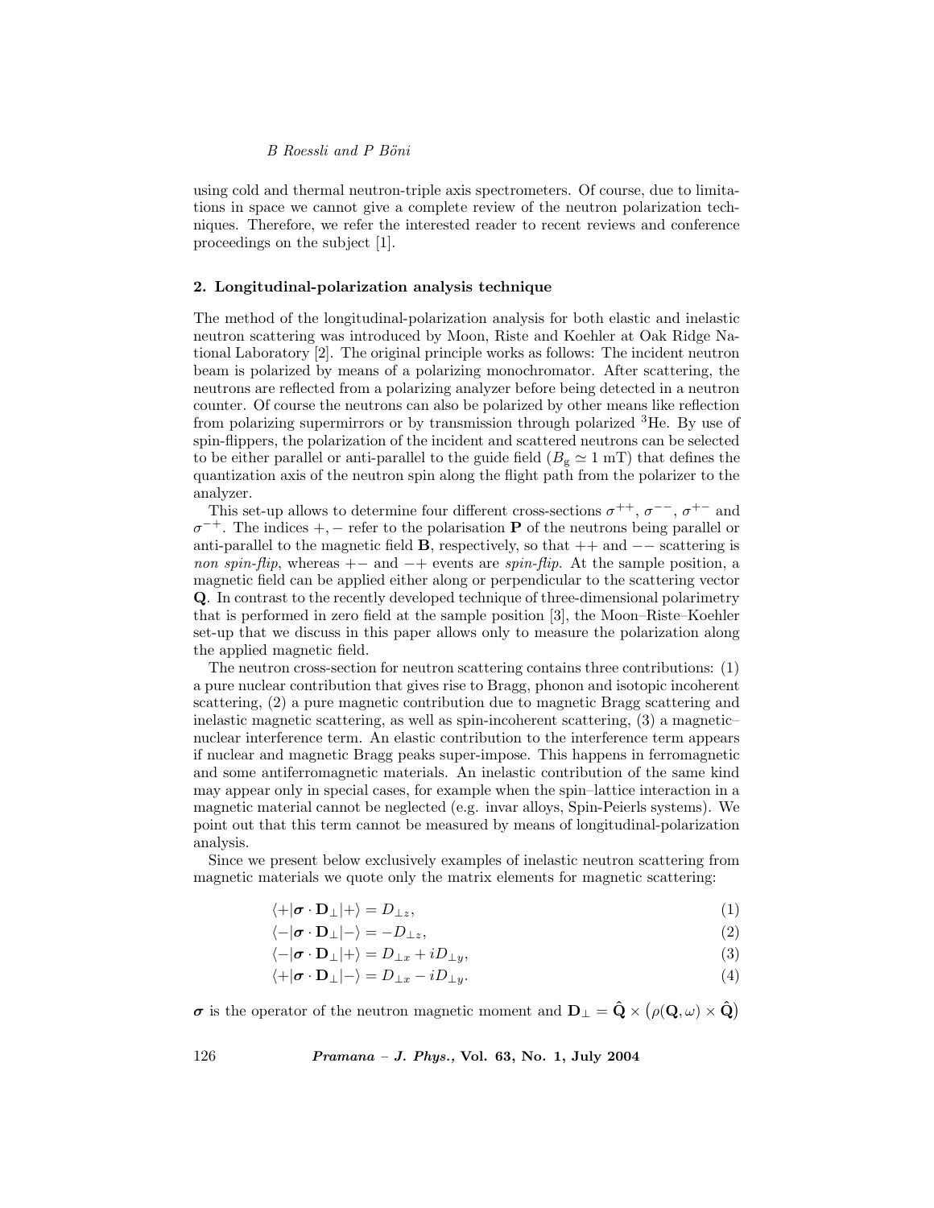using cold and thermal neutron-triple axis spectrometers. Of course, due to limitations in space we cannot give a complete review of the neutron polarization techniques. Therefore, we refer the interested reader to recent reviews and conference proceedings on the subject [1].

## 2. Longitudinal-polarization analysis technique

The method of the longitudinal-polarization analysis for both elastic and inelastic neutron scattering was introduced by Moon, Riste and Koehler at Oak Ridge National Laboratory [2]. The original principle works as follows: The incident neutron beam is polarized by means of a polarizing monochromator. After scattering, the neutrons are reflected from a polarizing analyzer before being detected in a neutron counter. Of course the neutrons can also be polarized by other means like reflection from polarizing supermirrors or by transmission through polarized $^3$He. By use of spin-flippers, the polarization of the incident and scattered neutrons can be selected to be either parallel or anti-parallel to the guide field ($B_{\mathrm{g}} \simeq 1$ mT) that defines the quantization axis of the neutron spin along the flight path from the polarizer to the analyzer.

This set-up allows to determine four different cross-sections $\sigma^{++}$, $\sigma^{--}$, $\sigma^{+-}$ and $\sigma^{-+}$. The indices $+,-$ refer to the polarisation $\mathbf{P}$ of the neutrons being parallel or anti-parallel to the magnetic field $\mathbf{B}$, respectively, so that $++$ and $--$ scattering is *non spin-flip*, whereas $+-$ and $-+$ events are *spin-flip*. At the sample position, a magnetic field can be applied either along or perpendicular to the scattering vector $\mathbf{Q}$. In contrast to the recently developed technique of three-dimensional polarimetry that is performed in zero field at the sample position [3], the Moon–Riste–Koehler set-up that we discuss in this paper allows only to measure the polarization along the applied magnetic field.

The neutron cross-section for neutron scattering contains three contributions: (1) a pure nuclear contribution that gives rise to Bragg, phonon and isotopic incoherent scattering, (2) a pure magnetic contribution due to magnetic Bragg scattering and inelastic magnetic scattering, as well as spin-incoherent scattering, (3) a magnetic–nuclear interference term. An elastic contribution to the interference term appears if nuclear and magnetic Bragg peaks super-impose. This happens in ferromagnetic and some antiferromagnetic materials. An inelastic contribution of the same kind may appear only in special cases, for example when the spin–lattice interaction in a magnetic material cannot be neglected (e.g. invar alloys, Spin-Peierls systems). We point out that this term cannot be measured by means of longitudinal-polarization analysis.

Since we present below exclusively examples of inelastic neutron scattering from magnetic materials we quote only the matrix elements for magnetic scattering:

$$\langle +|\boldsymbol{\sigma} \cdot \mathbf{D}_{\perp}|+\rangle = D_{\perp z}, \tag{1}$$

$$\langle -|\boldsymbol{\sigma} \cdot \mathbf{D}_{\perp}|-\rangle = -D_{\perp z}, \tag{2}$$

$$\langle -|\boldsymbol{\sigma} \cdot \mathbf{D}_{\perp}|+\rangle = D_{\perp x} + iD_{\perp y}, \tag{3}$$

$$\langle +|\boldsymbol{\sigma} \cdot \mathbf{D}_{\perp}|-\rangle = D_{\perp x} - iD_{\perp y}. \tag{4}$$

$\boldsymbol{\sigma}$ is the operator of the neutron magnetic moment and $\mathbf{D}_{\perp} = \hat{\mathbf{Q}} \times \left(\rho(\mathbf{Q}, \omega) \times \hat{\mathbf{Q}}\right)$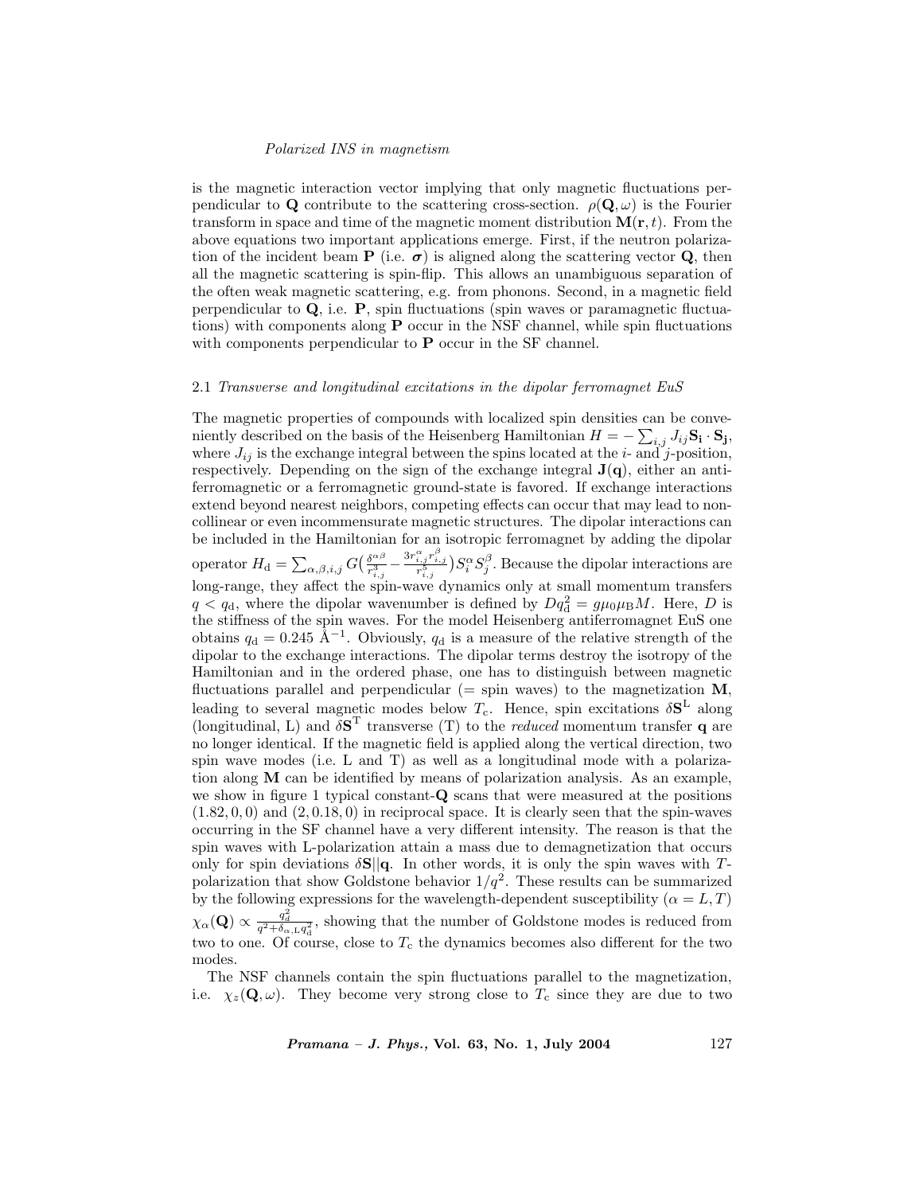is the magnetic interaction vector implying that only magnetic fluctuations perpendicular to $\mathbf{Q}$ contribute to the scattering cross-section. $\rho(\mathbf{Q}, \omega)$ is the Fourier transform in space and time of the magnetic moment distribution $\mathbf{M}(\mathbf{r}, t)$. From the above equations two important applications emerge. First, if the neutron polarization of the incident beam $\mathbf{P}$ (i.e. $\boldsymbol{\sigma}$) is aligned along the scattering vector $\mathbf{Q}$, then all the magnetic scattering is spin-flip. This allows an unambiguous separation of the often weak magnetic scattering, e.g. from phonons. Second, in a magnetic field perpendicular to $\mathbf{Q}$, i.e. $\mathbf{P}$, spin fluctuations (spin waves or paramagnetic fluctuations) with components along $\mathbf{P}$ occur in the NSF channel, while spin fluctuations with components perpendicular to $\mathbf{P}$ occur in the SF channel.

### 2.1 *Transverse and longitudinal excitations in the dipolar ferromagnet EuS*

The magnetic properties of compounds with localized spin densities can be conveniently described on the basis of the Heisenberg Hamiltonian $H = -\sum_{i,j} J_{ij} \mathbf{S_i} \cdot \mathbf{S_j}$, where $J_{ij}$ is the exchange integral between the spins located at the $i$- and $j$-position, respectively. Depending on the sign of the exchange integral $\mathbf{J}(\mathbf{q})$, either an antiferromagnetic or a ferromagnetic ground-state is favored. If exchange interactions extend beyond nearest neighbors, competing effects can occur that may lead to noncollinear or even incommensurate magnetic structures. The dipolar interactions can be included in the Hamiltonian for an isotropic ferromagnet by adding the dipolar operator $H_{\mathrm{d}} = \sum_{\alpha,\beta,i,j} G\big(\frac{\delta^{\alpha\beta}}{r^3_{i,j}} - \frac{3r^{\alpha}_{i,j} r^{\beta}_{i,j}}{r^5_{i,j}}\big) S^{\alpha}_i S^{\beta}_j$. Because the dipolar interactions are long-range, they affect the spin-wave dynamics only at small momentum transfers $q < q_{\mathrm{d}}$, where the dipolar wavenumber is defined by $Dq^2_{\mathrm{d}} = g\mu_0\mu_{\mathrm{B}}M$. Here, $D$ is the stiffness of the spin waves. For the model Heisenberg antiferromagnet EuS one obtains $q_{\mathrm{d}} = 0.245$ Å$^{-1}$. Obviously, $q_{\mathrm{d}}$ is a measure of the relative strength of the dipolar to the exchange interactions. The dipolar terms destroy the isotropy of the Hamiltonian and in the ordered phase, one has to distinguish between magnetic fluctuations parallel and perpendicular (= spin waves) to the magnetization $\mathbf{M}$, leading to several magnetic modes below $T_{\mathrm{c}}$. Hence, spin excitations $\delta\mathbf{S}^{\mathrm{L}}$ along (longitudinal, L) and $\delta\mathbf{S}^{\mathrm{T}}$ transverse (T) to the *reduced* momentum transfer $\mathbf{q}$ are no longer identical. If the magnetic field is applied along the vertical direction, two spin wave modes (i.e. L and T) as well as a longitudinal mode with a polarization along $\mathbf{M}$ can be identified by means of polarization analysis. As an example, we show in figure 1 typical constant-$\mathbf{Q}$ scans that were measured at the positions $(1.82, 0, 0)$ and $(2, 0.18, 0)$ in reciprocal space. It is clearly seen that the spin-waves occurring in the SF channel have a very different intensity. The reason is that the spin waves with L-polarization attain a mass due to demagnetization that occurs only for spin deviations $\delta\mathbf{S}||\mathbf{q}$. In other words, it is only the spin waves with $T$-polarization that show Goldstone behavior $1/q^2$. These results can be summarized by the following expressions for the wavelength-dependent susceptibility ($\alpha = L, T$) $\chi_{\alpha}(\mathbf{Q}) \propto \frac{q^2_{\mathrm{d}}}{q^2 + \delta_{\alpha,\mathrm{L}} q^2_{\mathrm{d}}}$, showing that the number of Goldstone modes is reduced from two to one. Of course, close to $T_{\mathrm{c}}$ the dynamics becomes also different for the two modes.

The NSF channels contain the spin fluctuations parallel to the magnetization, i.e. $\chi_z(\mathbf{Q}, \omega)$. They become very strong close to $T_{\mathrm{c}}$ since they are due to two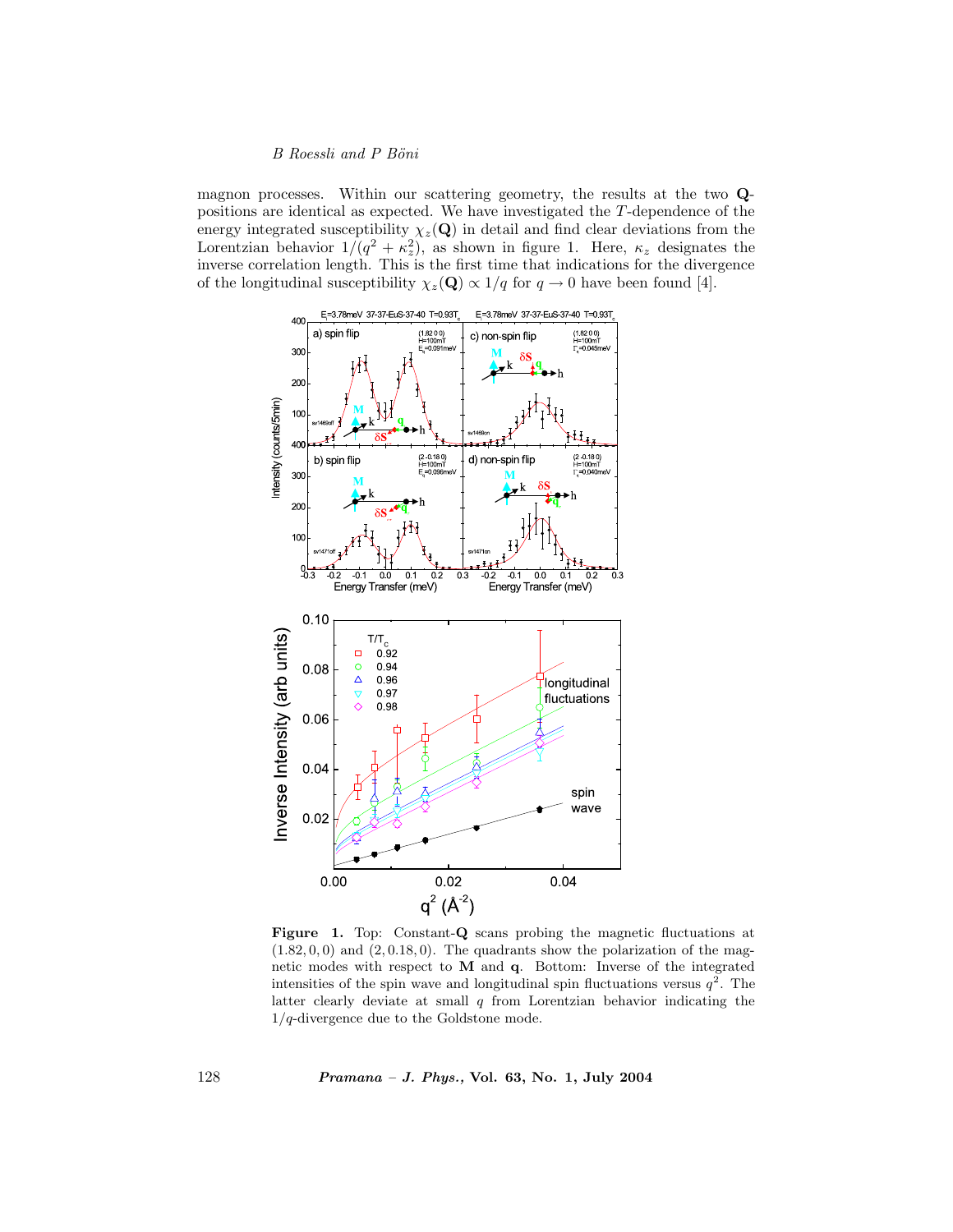magnon processes. Within our scattering geometry, the results at the two **Q**-positions are identical as expected. We have investigated the $T$-dependence of the energy integrated susceptibility $\chi_z(\mathbf{Q})$ in detail and find clear deviations from the Lorentzian behavior $1/(q^2 + \kappa_z^2)$, as shown in figure 1. Here, $\kappa_z$ designates the inverse correlation length. This is the first time that indications for the divergence of the longitudinal susceptibility $\chi_z(\mathbf{Q}) \propto 1/q$ for $q \to 0$ have been found [4].

**Figure 1.** Top: Constant-**Q** scans probing the magnetic fluctuations at $(1.82, 0, 0)$ and $(2, 0.18, 0)$. The quadrants show the polarization of the magnetic modes with respect to **M** and **q**. Bottom: Inverse of the integrated intensities of the spin wave and longitudinal spin fluctuations versus $q^2$. The latter clearly deviate at small $q$ from Lorentzian behavior indicating the $1/q$-divergence due to the Goldstone mode.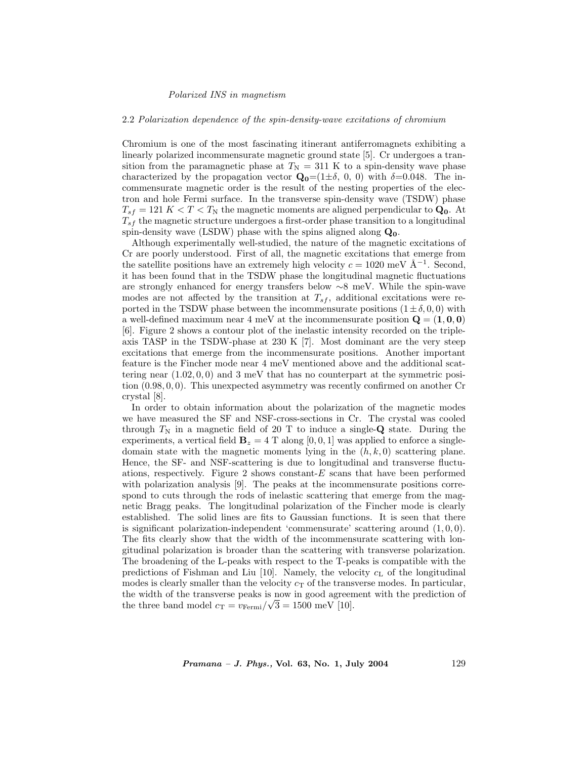### 2.2 *Polarization dependence of the spin-density-wave excitations of chromium*

Chromium is one of the most fascinating itinerant antiferromagnets exhibiting a linearly polarized incommensurate magnetic ground state [5]. Cr undergoes a transition from the paramagnetic phase at $T_{\rm N} = 311$ K to a spin-density wave phase characterized by the propagation vector $\mathbf{Q_0}$=(1$\pm\delta$, 0, 0) with $\delta$=0.048. The incommensurate magnetic order is the result of the nesting properties of the electron and hole Fermi surface. In the transverse spin-density wave (TSDW) phase $T_{sf} = 121\ K < T < T_{\rm N}$ the magnetic moments are aligned perpendicular to $\mathbf{Q_0}$. At $T_{sf}$ the magnetic structure undergoes a first-order phase transition to a longitudinal spin-density wave (LSDW) phase with the spins aligned along $\mathbf{Q_0}$.

Although experimentally well-studied, the nature of the magnetic excitations of Cr are poorly understood. First of all, the magnetic excitations that emerge from the satellite positions have an extremely high velocity $c = 1020$ meV Å$^{-1}$. Second, it has been found that in the TSDW phase the longitudinal magnetic fluctuations are strongly enhanced for energy transfers below $\sim$8 meV. While the spin-wave modes are not affected by the transition at $T_{sf}$, additional excitations were reported in the TSDW phase between the incommensurate positions $(1 \pm \delta, 0, 0)$ with a well-defined maximum near 4 meV at the incommensurate position $\mathbf{Q} = (\mathbf{1}, \mathbf{0}, \mathbf{0})$ [6]. Figure 2 shows a contour plot of the inelastic intensity recorded on the triple-axis TASP in the TSDW-phase at 230 K [7]. Most dominant are the very steep excitations that emerge from the incommensurate positions. Another important feature is the Fincher mode near 4 meV mentioned above and the additional scattering near $(1.02, 0, 0)$ and 3 meV that has no counterpart at the symmetric position $(0.98, 0, 0)$. This unexpected asymmetry was recently confirmed on another Cr crystal [8].

In order to obtain information about the polarization of the magnetic modes we have measured the SF and NSF-cross-sections in Cr. The crystal was cooled through $T_{\rm N}$ in a magnetic field of 20 T to induce a single-$\mathbf{Q}$ state. During the experiments, a vertical field $\mathbf{B}_z = 4$ T along $[0, 0, 1]$ was applied to enforce a single-domain state with the magnetic moments lying in the $(h, k, 0)$ scattering plane. Hence, the SF- and NSF-scattering is due to longitudinal and transverse fluctuations, respectively. Figure 2 shows constant-$E$ scans that have been performed with polarization analysis [9]. The peaks at the incommensurate positions correspond to cuts through the rods of inelastic scattering that emerge from the magnetic Bragg peaks. The longitudinal polarization of the Fincher mode is clearly established. The solid lines are fits to Gaussian functions. It is seen that there is significant polarization-independent 'commensurate' scattering around $(1, 0, 0)$. The fits clearly show that the width of the incommensurate scattering with longitudinal polarization is broader than the scattering with transverse polarization. The broadening of the L-peaks with respect to the T-peaks is compatible with the predictions of Fishman and Liu [10]. Namely, the velocity $c_{\rm L}$ of the longitudinal modes is clearly smaller than the velocity $c_{\rm T}$ of the transverse modes. In particular, the width of the transverse peaks is now in good agreement with the prediction of the three band model $c_{\rm T} = v_{\rm Fermi}/\sqrt{3} = 1500$ meV [10].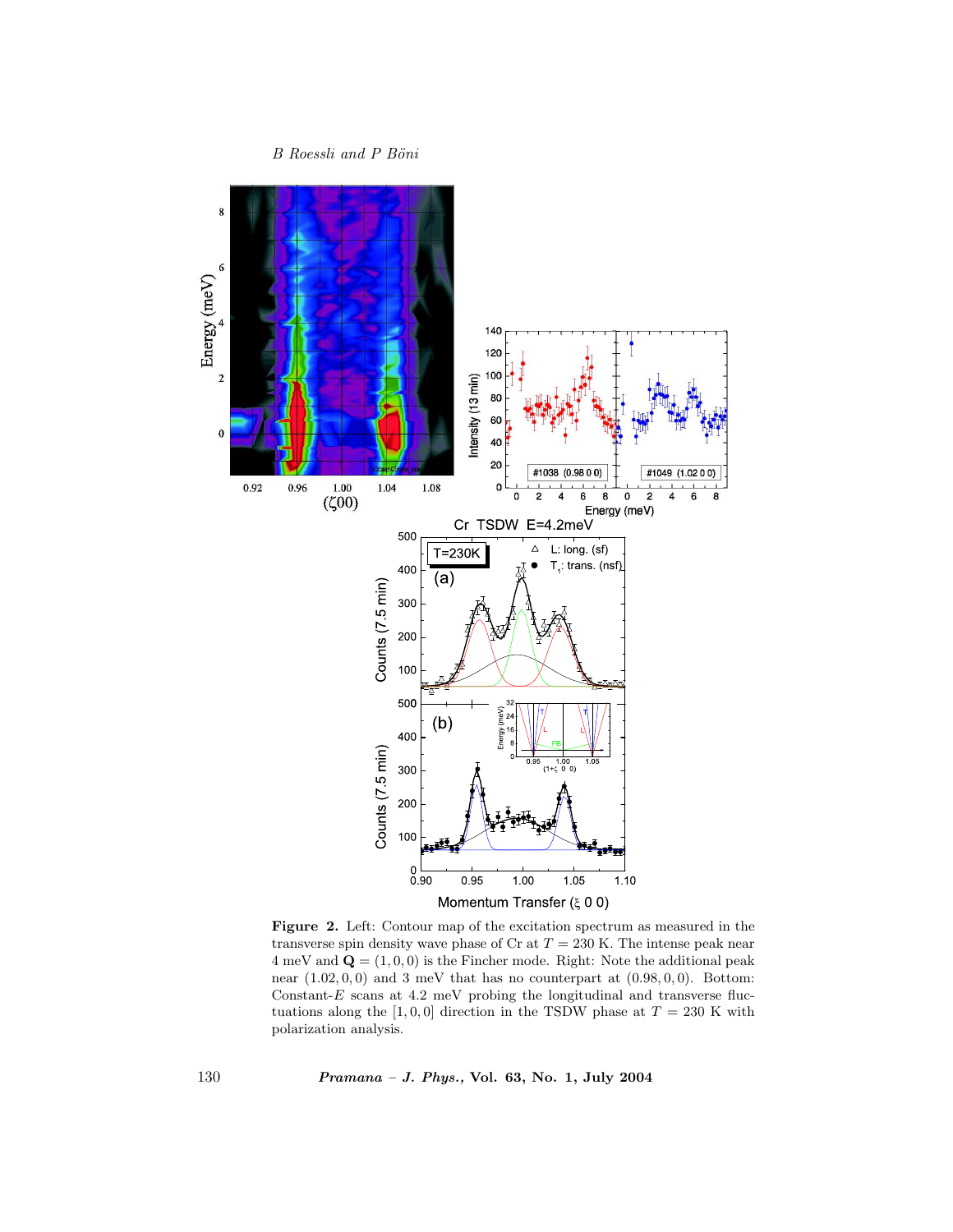**Figure 2.** Left: Contour map of the excitation spectrum as measured in the transverse spin density wave phase of Cr at $T = 230$ K. The intense peak near 4 meV and $\mathbf{Q} = (1, 0, 0)$ is the Fincher mode. Right: Note the additional peak near $(1.02, 0, 0)$ and 3 meV that has no counterpart at $(0.98, 0, 0)$. Bottom: Constant-$E$ scans at 4.2 meV probing the longitudinal and transverse fluctuations along the $[1, 0, 0]$ direction in the TSDW phase at $T = 230$ K with polarization analysis.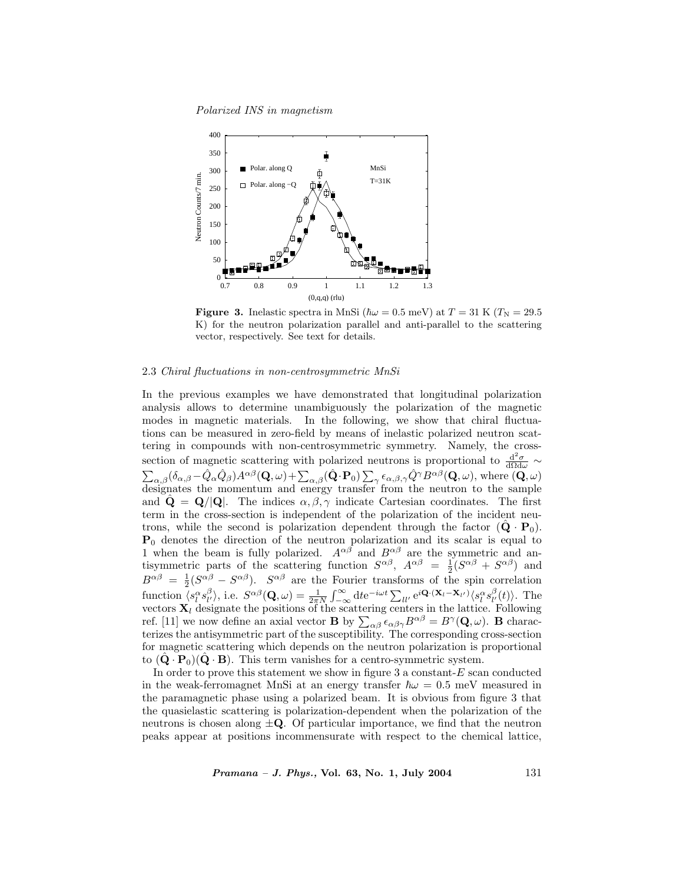**Figure 3.** Inelastic spectra in MnSi ($\hbar\omega = 0.5$ meV) at $T = 31$ K ($T_\mathrm{N} = 29.5$ K) for the neutron polarization parallel and anti-parallel to the scattering vector, respectively. See text for details.

### 2.3 *Chiral fluctuations in non-centrosymmetric MnSi*

In the previous examples we have demonstrated that longitudinal polarization analysis allows to determine unambiguously the polarization of the magnetic modes in magnetic materials. In the following, we show that chiral fluctuations can be measured in zero-field by means of inelastic polarized neutron scattering in compounds with non-centrosymmetric symmetry. Namely, the cross-section of magnetic scattering with polarized neutrons is proportional to $\frac{\mathrm{d}^2\sigma}{\mathrm{d}\Omega\mathrm{d}\omega} \sim \sum_{\alpha,\beta}(\delta_{\alpha,\beta} - \hat{Q}_\alpha\hat{Q}_\beta)A^{\alpha\beta}(\mathbf{Q},\omega) + \sum_{\alpha,\beta}(\hat{\mathbf{Q}}\cdot\mathbf{P}_0)\sum_\gamma \epsilon_{\alpha,\beta,\gamma}\hat{Q}^\gamma B^{\alpha\beta}(\mathbf{Q},\omega)$, where $(\mathbf{Q},\omega)$ designates the momentum and energy transfer from the neutron to the sample and $\hat{\mathbf{Q}} = \mathbf{Q}/|\mathbf{Q}|$. The indices $\alpha, \beta, \gamma$ indicate Cartesian coordinates. The first term in the cross-section is independent of the polarization of the incident neutrons, while the second is polarization dependent through the factor $(\hat{\mathbf{Q}}\cdot\mathbf{P}_0)$. $\mathbf{P}_0$ denotes the direction of the neutron polarization and its scalar is equal to 1 when the beam is fully polarized. $A^{\alpha\beta}$ and $B^{\alpha\beta}$ are the symmetric and antisymmetric parts of the scattering function $S^{\alpha\beta}$, $A^{\alpha\beta} = \frac{1}{2}(S^{\alpha\beta} + S^{\alpha\beta})$ and $B^{\alpha\beta} = \frac{1}{2}(S^{\alpha\beta} - S^{\alpha\beta})$. $S^{\alpha\beta}$ are the Fourier transforms of the spin correlation function $\langle s_l^\alpha s_{l'}^\beta\rangle$, i.e. $S^{\alpha\beta}(\mathbf{Q},\omega) = \frac{1}{2\pi N}\int_{-\infty}^{\infty}\mathrm{d}t\mathrm{e}^{-i\omega t}\sum_{ll'}\mathrm{e}^{i\mathbf{Q}\cdot(\mathbf{X}_l - \mathbf{X}_{l'})}\langle s_l^\alpha s_{l'}^\beta(t)\rangle$. The vectors $\mathbf{X}_l$ designate the positions of the scattering centers in the lattice. Following ref. [11] we now define an axial vector $\mathbf{B}$ by $\sum_{\alpha\beta}\epsilon_{\alpha\beta\gamma}B^{\alpha\beta} = B^\gamma(\mathbf{Q},\omega)$. $\mathbf{B}$ characterizes the antisymmetric part of the susceptibility. The corresponding cross-section for magnetic scattering which depends on the neutron polarization is proportional to $(\hat{\mathbf{Q}}\cdot\mathbf{P}_0)(\hat{\mathbf{Q}}\cdot\mathbf{B})$. This term vanishes for a centro-symmetric system.

In order to prove this statement we show in figure 3 a constant-$E$ scan conducted in the weak-ferromagnet MnSi at an energy transfer $\hbar\omega = 0.5$ meV measured in the paramagnetic phase using a polarized beam. It is obvious from figure 3 that the quasielastic scattering is polarization-dependent when the polarization of the neutrons is chosen along $\pm\mathbf{Q}$. Of particular importance, we find that the neutron peaks appear at positions incommensurate with respect to the chemical lattice,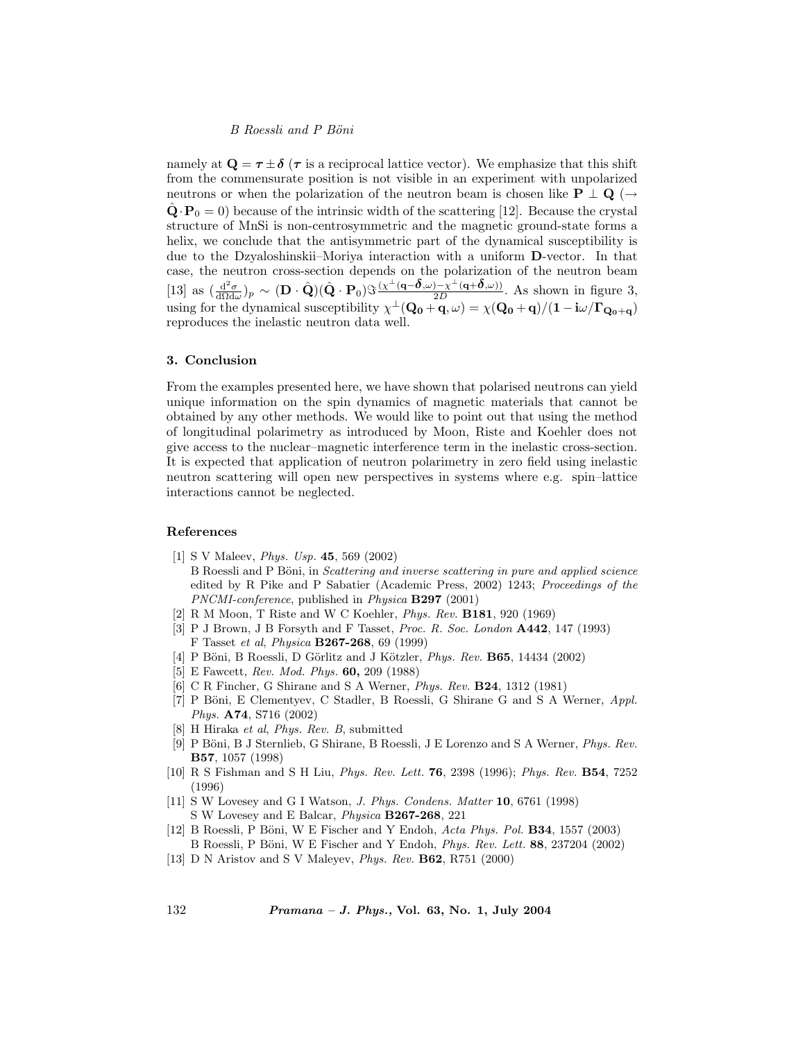namely at $\mathbf{Q} = \boldsymbol{\tau} \pm \boldsymbol{\delta}$ ($\boldsymbol{\tau}$ is a reciprocal lattice vector). We emphasize that this shift from the commensurate position is not visible in an experiment with unpolarized neutrons or when the polarization of the neutron beam is chosen like $\mathbf{P} \perp \mathbf{Q}$ ($\rightarrow \hat{\mathbf{Q}} \cdot \mathbf{P}_0 = 0$) because of the intrinsic width of the scattering [12]. Because the crystal structure of MnSi is non-centrosymmetric and the magnetic ground-state forms a helix, we conclude that the antisymmetric part of the dynamical susceptibility is due to the Dzyaloshinskii–Moriya interaction with a uniform **D**-vector. In that case, the neutron cross-section depends on the polarization of the neutron beam [13] as $(\frac{\mathrm{d}^2\sigma}{\mathrm{d}\Omega \mathrm{d}\omega})_p \sim (\mathbf{D} \cdot \hat{\mathbf{Q}})(\hat{\mathbf{Q}} \cdot \mathbf{P}_0) \Im \frac{(\chi^{\perp}(\mathbf{q}-\boldsymbol{\delta},\omega) - \chi^{\perp}(\mathbf{q}+\boldsymbol{\delta},\omega))}{2D}$. As shown in figure 3, using for the dynamical susceptibility $\chi^{\perp}(\mathbf{Q_0} + \mathbf{q}, \omega) = \chi(\mathbf{Q_0} + \mathbf{q})/(\mathbf{1} - \mathbf{i}\omega/\boldsymbol{\Gamma}_{\mathbf{Q_0}+\mathbf{q}})$ reproduces the inelastic neutron data well.

## 3. Conclusion

From the examples presented here, we have shown that polarised neutrons can yield unique information on the spin dynamics of magnetic materials that cannot be obtained by any other methods. We would like to point out that using the method of longitudinal polarimetry as introduced by Moon, Riste and Koehler does not give access to the nuclear–magnetic interference term in the inelastic cross-section. It is expected that application of neutron polarimetry in zero field using inelastic neutron scattering will open new perspectives in systems where e.g. spin–lattice interactions cannot be neglected.

## References

[1] S V Maleev, *Phys. Usp.* **45**, 569 (2002)
B Roessli and P Böni, in *Scattering and inverse scattering in pure and applied science* edited by R Pike and P Sabatier (Academic Press, 2002) 1243; *Proceedings of the PNCMI-conference*, published in *Physica* **B297** (2001)

[2] R M Moon, T Riste and W C Koehler, *Phys. Rev.* **B181**, 920 (1969)

[3] P J Brown, J B Forsyth and F Tasset, *Proc. R. Soc. London* **A442**, 147 (1993)
F Tasset *et al*, *Physica* **B267-268**, 69 (1999)

[4] P Böni, B Roessli, D Görlitz and J Kötzler, *Phys. Rev.* **B65**, 14434 (2002)

[5] E Fawcett, *Rev. Mod. Phys.* **60,** 209 (1988)

[6] C R Fincher, G Shirane and S A Werner, *Phys. Rev.* **B24**, 1312 (1981)

[7] P Böni, E Clementyev, C Stadler, B Roessli, G Shirane G and S A Werner, *Appl. Phys.* **A74**, S716 (2002)

[8] H Hiraka *et al*, *Phys. Rev. B*, submitted

[9] P Böni, B J Sternlieb, G Shirane, B Roessli, J E Lorenzo and S A Werner, *Phys. Rev.* **B57**, 1057 (1998)

[10] R S Fishman and S H Liu, *Phys. Rev. Lett.* **76**, 2398 (1996); *Phys. Rev.* **B54**, 7252 (1996)

[11] S W Lovesey and G I Watson, *J. Phys. Condens. Matter* **10**, 6761 (1998)
S W Lovesey and E Balcar, *Physica* **B267-268**, 221

[12] B Roessli, P Böni, W E Fischer and Y Endoh, *Acta Phys. Pol.* **B34**, 1557 (2003)
B Roessli, P Böni, W E Fischer and Y Endoh, *Phys. Rev. Lett.* **88**, 237204 (2002)

[13] D N Aristov and S V Maleyev, *Phys. Rev.* **B62**, R751 (2000)